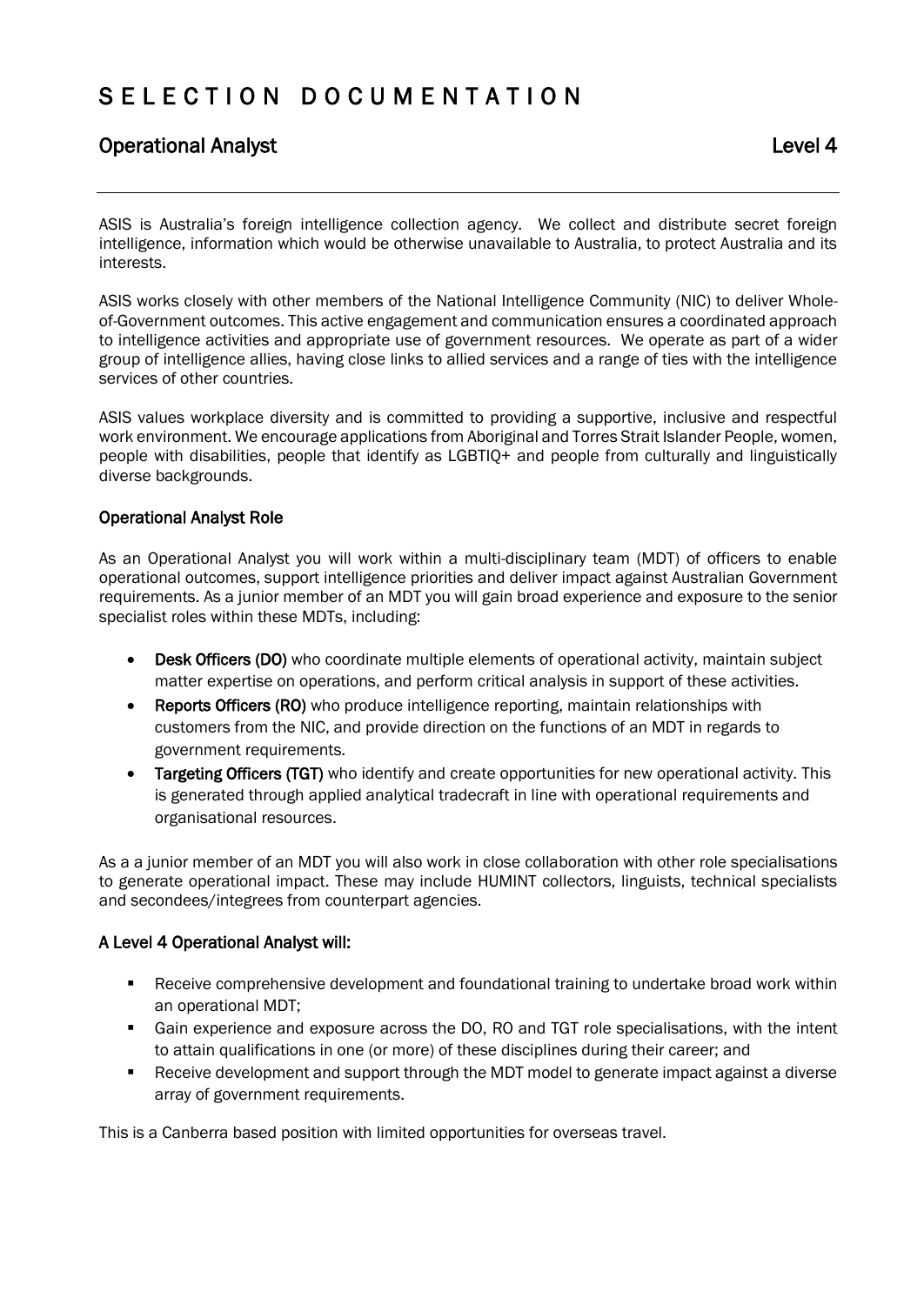# SELECTION DOCUMENTATION

## Operational Analyst — Level 4

ASIS is Australia's foreign intelligence collection agency. We collect and distribute secret foreign intelligence, information which would be otherwise unavailable to Australia, to protect Australia and its interests.

ASIS works closely with other members of the National Intelligence Community (NIC) to deliver Whole-of-Government outcomes. This active engagement and communication ensures a coordinated approach to intelligence activities and appropriate use of government resources. We operate as part of a wider group of intelligence allies, having close links to allied services and a range of ties with the intelligence services of other countries.

ASIS values workplace diversity and is committed to providing a supportive, inclusive and respectful work environment. We encourage applications from Aboriginal and Torres Strait Islander People, women, people with disabilities, people that identify as LGBTIQ+ and people from culturally and linguistically diverse backgrounds.

### Operational Analyst Role

As an Operational Analyst you will work within a multi-disciplinary team (MDT) of officers to enable operational outcomes, support intelligence priorities and deliver impact against Australian Government requirements. As a junior member of an MDT you will gain broad experience and exposure to the senior specialist roles within these MDTs, including:

- **Desk Officers (DO)** who coordinate multiple elements of operational activity, maintain subject matter expertise on operations, and perform critical analysis in support of these activities.
- **Reports Officers (RO)** who produce intelligence reporting, maintain relationships with customers from the NIC, and provide direction on the functions of an MDT in regards to government requirements.
- **Targeting Officers (TGT)** who identify and create opportunities for new operational activity. This is generated through applied analytical tradecraft in line with operational requirements and organisational resources.

As a a junior member of an MDT you will also work in close collaboration with other role specialisations to generate operational impact. These may include HUMINT collectors, linguists, technical specialists and secondees/integrees from counterpart agencies.

### A Level 4 Operational Analyst will:

- Receive comprehensive development and foundational training to undertake broad work within an operational MDT;
- Gain experience and exposure across the DO, RO and TGT role specialisations, with the intent to attain qualifications in one (or more) of these disciplines during their career; and
- Receive development and support through the MDT model to generate impact against a diverse array of government requirements.

This is a Canberra based position with limited opportunities for overseas travel.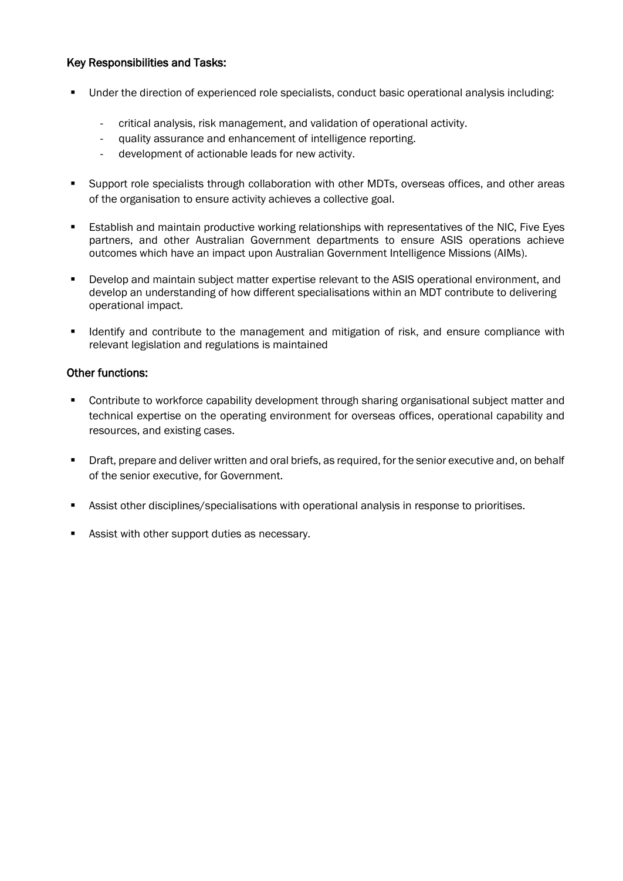### Key Responsibilities and Tasks:

- Under the direction of experienced role specialists, conduct basic operational analysis including:
  - critical analysis, risk management, and validation of operational activity.
  - quality assurance and enhancement of intelligence reporting.
  - development of actionable leads for new activity.
- Support role specialists through collaboration with other MDTs, overseas offices, and other areas of the organisation to ensure activity achieves a collective goal.
- Establish and maintain productive working relationships with representatives of the NIC, Five Eyes partners, and other Australian Government departments to ensure ASIS operations achieve outcomes which have an impact upon Australian Government Intelligence Missions (AIMs).
- Develop and maintain subject matter expertise relevant to the ASIS operational environment, and develop an understanding of how different specialisations within an MDT contribute to delivering operational impact.
- Identify and contribute to the management and mitigation of risk, and ensure compliance with relevant legislation and regulations is maintained

### Other functions:

- Contribute to workforce capability development through sharing organisational subject matter and technical expertise on the operating environment for overseas offices, operational capability and resources, and existing cases.
- Draft, prepare and deliver written and oral briefs, as required, for the senior executive and, on behalf of the senior executive, for Government.
- Assist other disciplines/specialisations with operational analysis in response to prioritises.
- Assist with other support duties as necessary.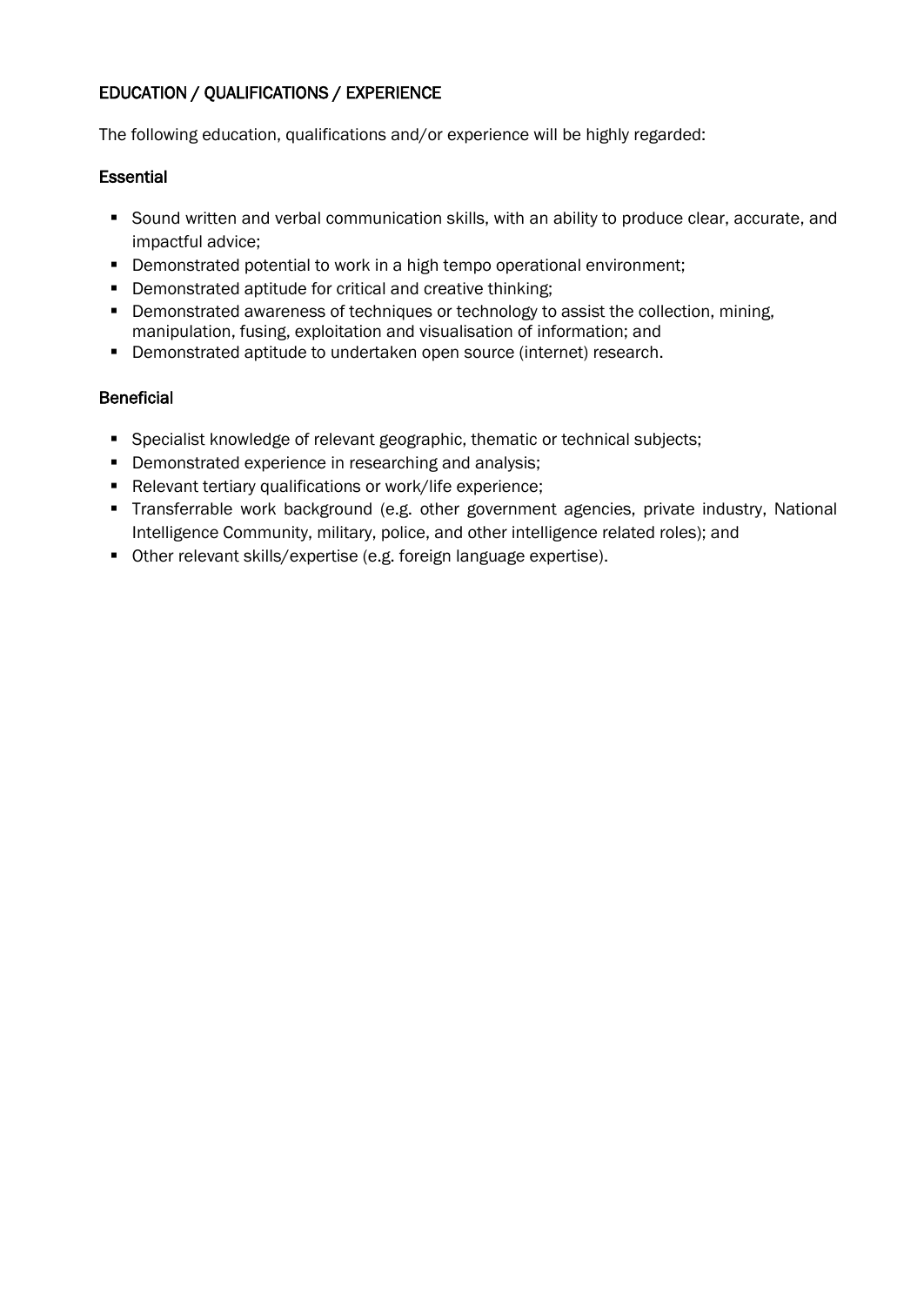## EDUCATION / QUALIFICATIONS / EXPERIENCE

The following education, qualifications and/or experience will be highly regarded:

### Essential

- Sound written and verbal communication skills, with an ability to produce clear, accurate, and impactful advice;
- Demonstrated potential to work in a high tempo operational environment;
- Demonstrated aptitude for critical and creative thinking;
- Demonstrated awareness of techniques or technology to assist the collection, mining, manipulation, fusing, exploitation and visualisation of information; and
- Demonstrated aptitude to undertaken open source (internet) research.

### Beneficial

- Specialist knowledge of relevant geographic, thematic or technical subjects;
- Demonstrated experience in researching and analysis;
- Relevant tertiary qualifications or work/life experience;
- Transferrable work background (e.g. other government agencies, private industry, National Intelligence Community, military, police, and other intelligence related roles); and
- Other relevant skills/expertise (e.g. foreign language expertise).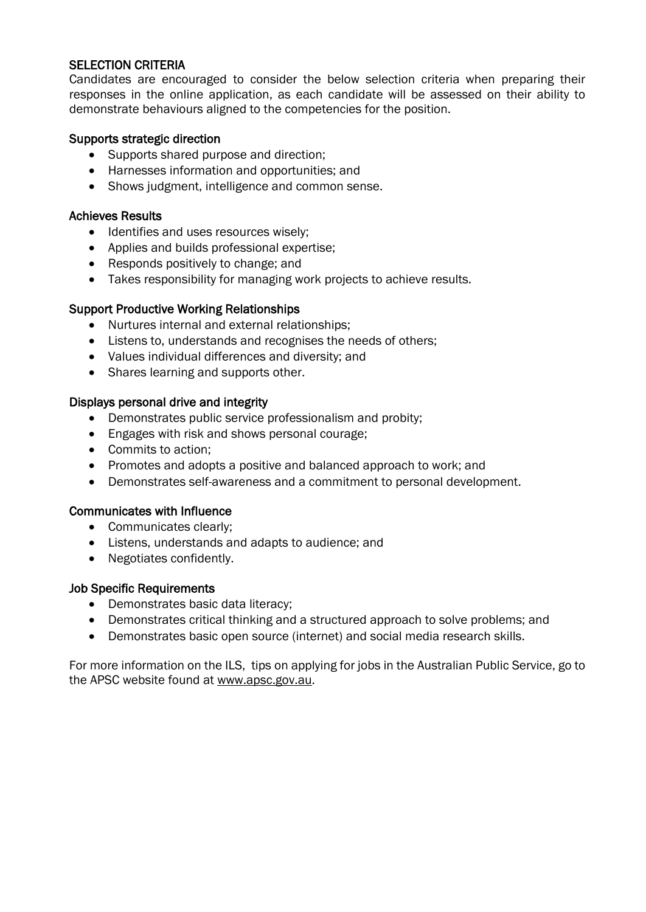## SELECTION CRITERIA

Candidates are encouraged to consider the below selection criteria when preparing their responses in the online application, as each candidate will be assessed on their ability to demonstrate behaviours aligned to the competencies for the position.

### Supports strategic direction

- Supports shared purpose and direction;
- Harnesses information and opportunities; and
- Shows judgment, intelligence and common sense.

### Achieves Results

- Identifies and uses resources wisely;
- Applies and builds professional expertise;
- Responds positively to change; and
- Takes responsibility for managing work projects to achieve results.

### Support Productive Working Relationships

- Nurtures internal and external relationships;
- Listens to, understands and recognises the needs of others;
- Values individual differences and diversity; and
- Shares learning and supports other.

### Displays personal drive and integrity

- Demonstrates public service professionalism and probity;
- Engages with risk and shows personal courage;
- Commits to action;
- Promotes and adopts a positive and balanced approach to work; and
- Demonstrates self-awareness and a commitment to personal development.

### Communicates with Influence

- Communicates clearly;
- Listens, understands and adapts to audience; and
- Negotiates confidently.

### Job Specific Requirements

- Demonstrates basic data literacy;
- Demonstrates critical thinking and a structured approach to solve problems; and
- Demonstrates basic open source (internet) and social media research skills.

For more information on the ILS, tips on applying for jobs in the Australian Public Service, go to the APSC website found at www.apsc.gov.au.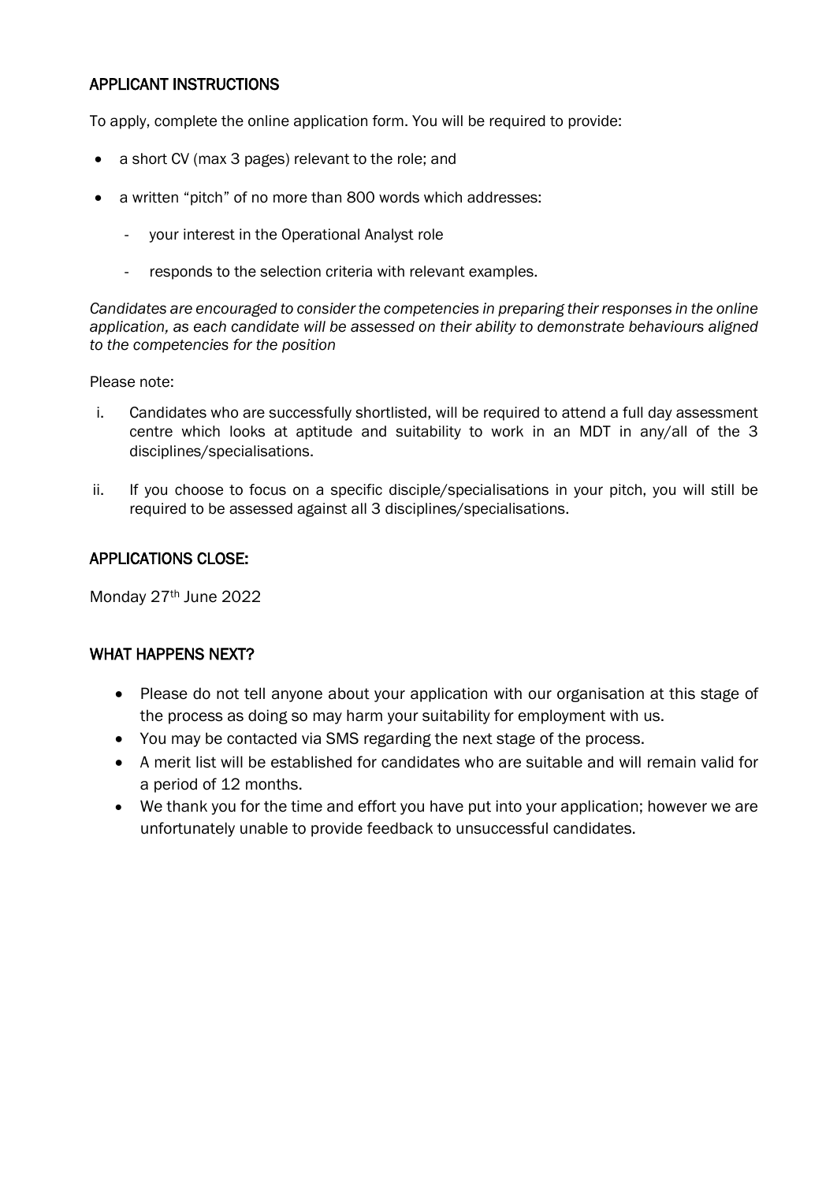## APPLICANT INSTRUCTIONS

To apply, complete the online application form. You will be required to provide:

- a short CV (max 3 pages) relevant to the role; and
- a written "pitch" of no more than 800 words which addresses:
  - your interest in the Operational Analyst role
  - responds to the selection criteria with relevant examples.

*Candidates are encouraged to consider the competencies in preparing their responses in the online application, as each candidate will be assessed on their ability to demonstrate behaviours aligned to the competencies for the position*

Please note:

i. Candidates who are successfully shortlisted, will be required to attend a full day assessment centre which looks at aptitude and suitability to work in an MDT in any/all of the 3 disciplines/specialisations.

ii. If you choose to focus on a specific disciple/specialisations in your pitch, you will still be required to be assessed against all 3 disciplines/specialisations.

## APPLICATIONS CLOSE:

Monday 27th June 2022

## WHAT HAPPENS NEXT?

- Please do not tell anyone about your application with our organisation at this stage of the process as doing so may harm your suitability for employment with us.
- You may be contacted via SMS regarding the next stage of the process.
- A merit list will be established for candidates who are suitable and will remain valid for a period of 12 months.
- We thank you for the time and effort you have put into your application; however we are unfortunately unable to provide feedback to unsuccessful candidates.